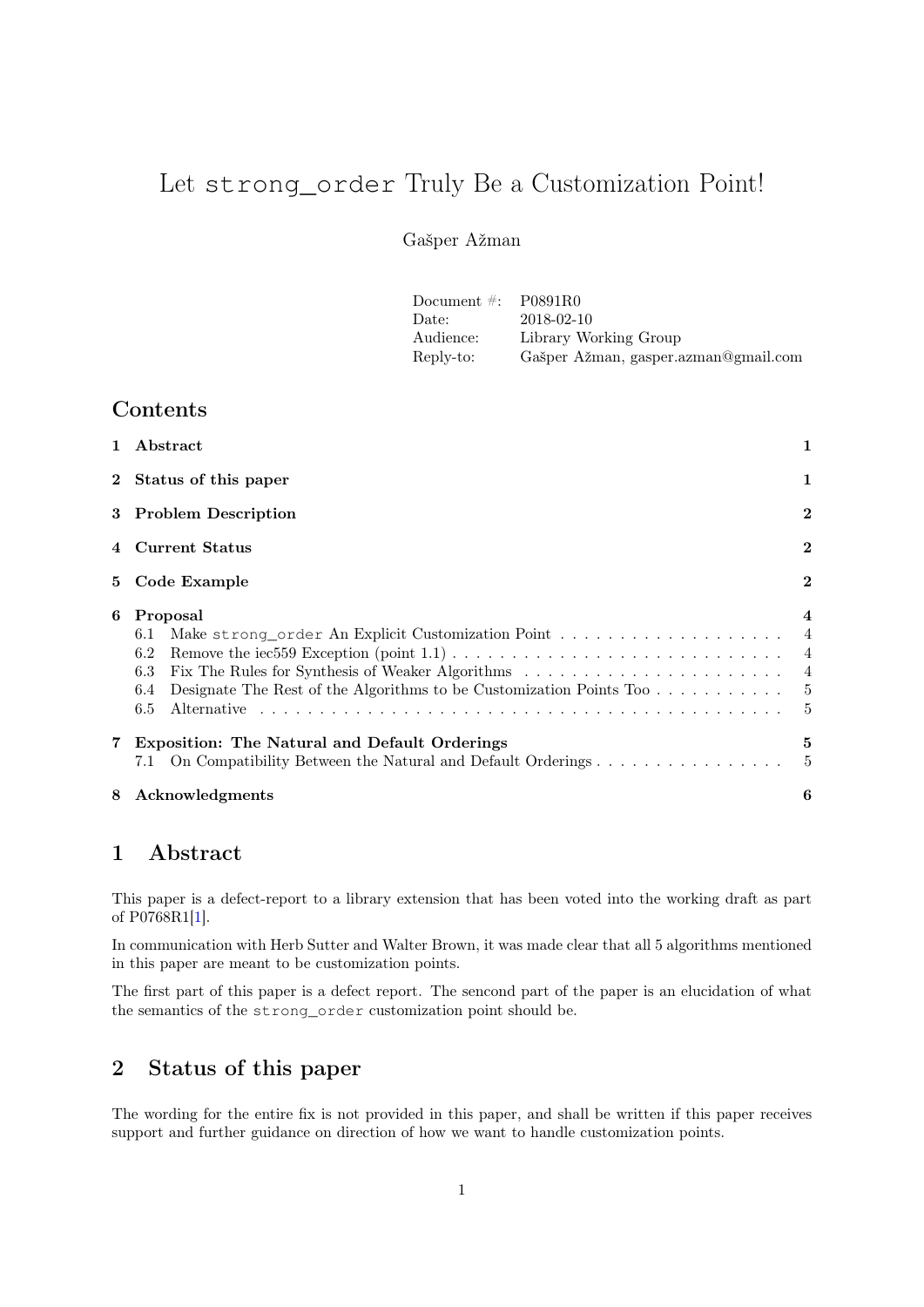# Let `strong_order` Truly Be a Customization Point!

Gašper Ažman

| | |
|---|---|
| Document #: | P0891R0 |
| Date: | 2018-02-10 |
| Audience: | Library Working Group |
| Reply-to: | Gašper Ažman, gasper.azman@gmail.com |

## Contents

- 1 Abstract — 1
- 2 Status of this paper — 1
- 3 Problem Description — 2
- 4 Current Status — 2
- 5 Code Example — 2
- 6 Proposal — 4
  - 6.1 Make `strong_order` An Explicit Customization Point — 4
  - 6.2 Remove the iec559 Exception (point 1.1) — 4
  - 6.3 Fix The Rules for Synthesis of Weaker Algorithms — 4
  - 6.4 Designate The Rest of the Algorithms to be Customization Points Too — 5
  - 6.5 Alternative — 5
- 7 Exposition: The Natural and Default Orderings — 5
  - 7.1 On Compatibility Between the Natural and Default Orderings — 5
- 8 Acknowledgments — 6

## 1 Abstract

This paper is a defect-report to a library extension that has been voted into the working draft as part of P0768R1[1].

In communication with Herb Sutter and Walter Brown, it was made clear that all 5 algorithms mentioned in this paper are meant to be customization points.

The first part of this paper is a defect report. The sencond part of the paper is an elucidation of what the semantics of the `strong_order` customization point should be.

## 2 Status of this paper

The wording for the entire fix is not provided in this paper, and shall be written if this paper receives support and further guidance on direction of how we want to handle customization points.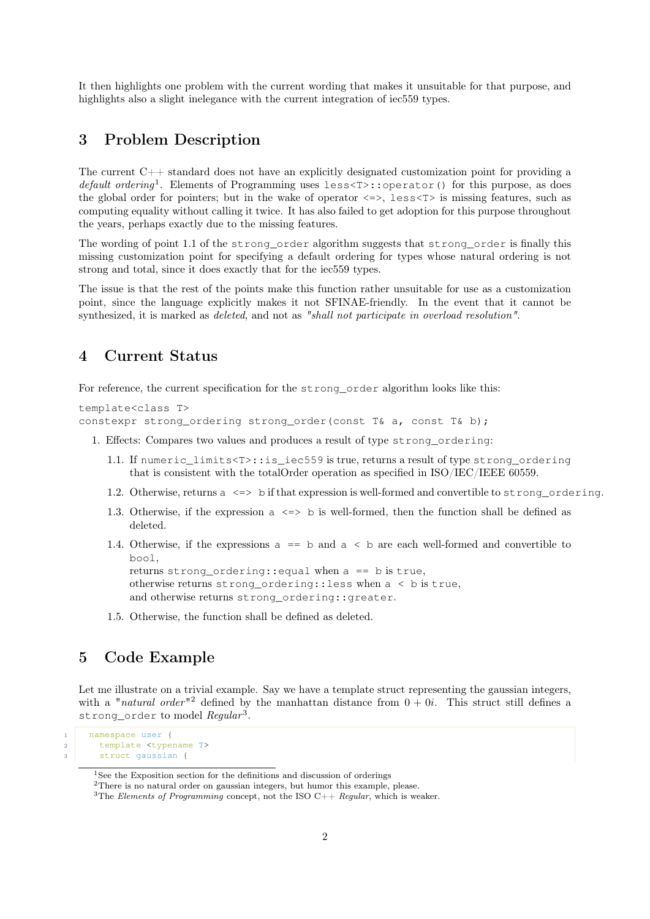It then highlights one problem with the current wording that makes it unsuitable for that purpose, and highlights also a slight inelegance with the current integration of iec559 types.

# 3 Problem Description

The current C++ standard does not have an explicitly designated customization point for providing a *default ordering*[1]. Elements of Programming uses `less<T>::operator()` for this purpose, as does the global order for pointers; but in the wake of operator `<=>`, `less<T>` is missing features, such as computing equality without calling it twice. It has also failed to get adoption for this purpose throughout the years, perhaps exactly due to the missing features.

The wording of point 1.1 of the `strong_order` algorithm suggests that `strong_order` is finally this missing customization point for specifying a default ordering for types whose natural ordering is not strong and total, since it does exactly that for the iec559 types.

The issue is that the rest of the points make this function rather unsuitable for use as a customization point, since the language explicitly makes it not SFINAE-friendly. In the event that it cannot be synthesized, it is marked as *deleted*, and not as *"shall not participate in overload resolution"*.

# 4 Current Status

For reference, the current specification for the `strong_order` algorithm looks like this:

```
template<class T>
constexpr strong_ordering strong_order(const T& a, const T& b);
```

1. Effects: Compares two values and produces a result of type `strong_ordering`:

   1.1. If `numeric_limits<T>::is_iec559` is true, returns a result of type `strong_ordering` that is consistent with the totalOrder operation as specified in ISO/IEC/IEEE 60559.

   1.2. Otherwise, returns `a <=> b` if that expression is well-formed and convertible to `strong_ordering`.

   1.3. Otherwise, if the expression `a <=> b` is well-formed, then the function shall be defined as deleted.

   1.4. Otherwise, if the expressions `a == b` and `a < b` are each well-formed and convertible to `bool`,
   returns `strong_ordering::equal` when `a == b` is `true`,
   otherwise returns `strong_ordering::less` when `a < b` is `true`,
   and otherwise returns `strong_ordering::greater`.

   1.5. Otherwise, the function shall be defined as deleted.

# 5 Code Example

Let me illustrate on a trivial example. Say we have a template struct representing the gaussian integers, with a *"natural order"*[2] defined by the manhattan distance from $0 + 0i$. This struct still defines a `strong_order` to model *Regular*[3].

```
namespace user {
  template <typename T>
  struct gaussian {
```

[1] See the Exposition section for the definitions and discussion of orderings

[2] There is no natural order on gaussian integers, but humor this example, please.

[3] The *Elements of Programming* concept, not the ISO C++ *Regular*, which is weaker.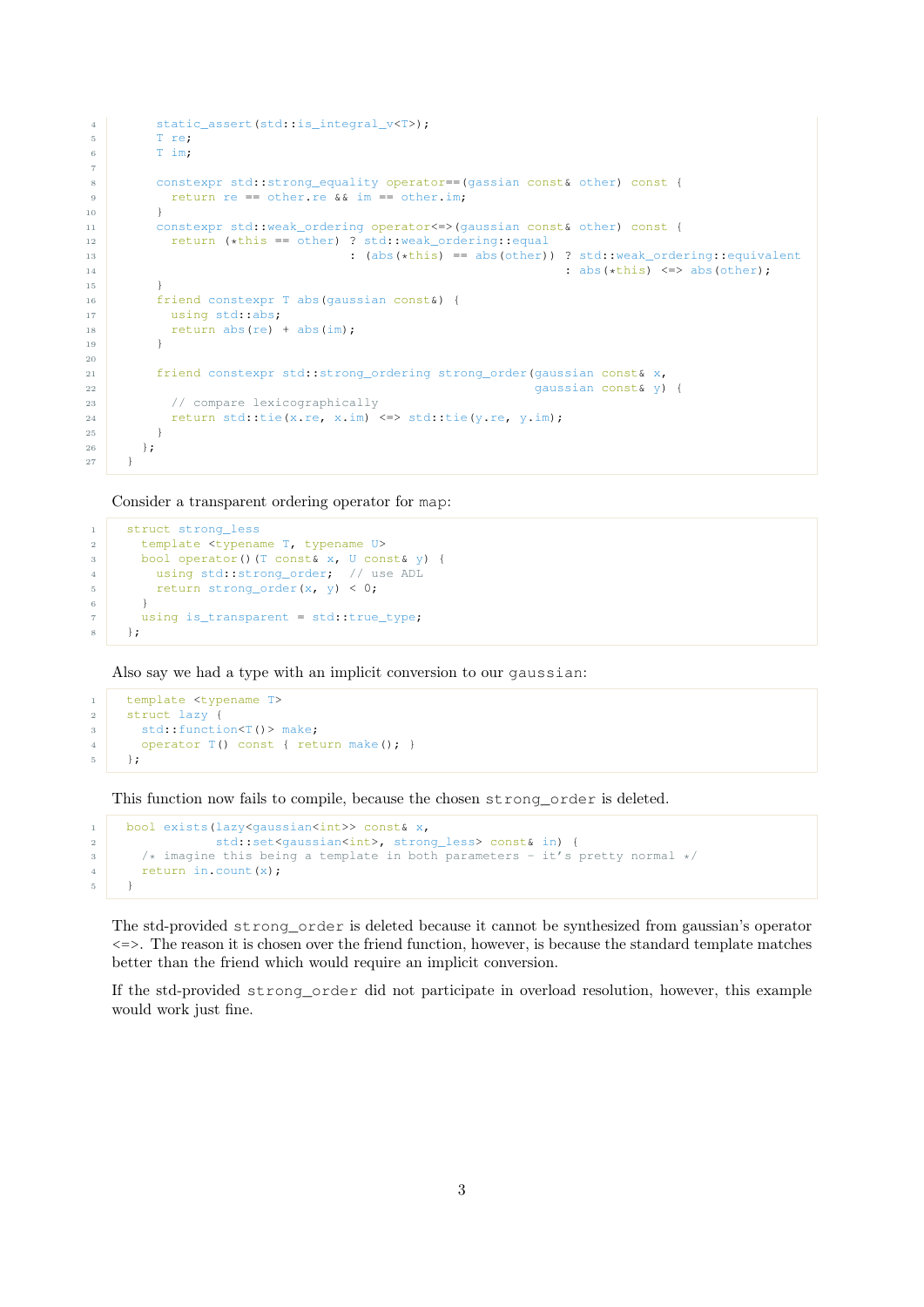```cpp
    static_assert(std::is_integral_v<T>);
    T re;
    T im;

    constexpr std::strong_equality operator==(gassian const& other) const {
      return re == other.re && im == other.im;
    }
    constexpr std::weak_ordering operator<=>(gassian const& other) const {
      return (*this == other) ? std::weak_ordering::equal
                              : (abs(*this) == abs(other)) ? std::weak_ordering::equivalent
                                                           : abs(*this) <=> abs(other);
    }
    friend constexpr T abs(gaussian const&) {
      using std::abs;
      return abs(re) + abs(im);
    }

    friend constexpr std::strong_ordering strong_order(gaussian const& x,
                                                       gaussian const& y) {
      // compare lexicographically
      return std::tie(x.re, x.im) <=> std::tie(y.re, y.im);
    }
  };
}
```

Consider a transparent ordering operator for `map`:

```cpp
struct strong_less
  template <typename T, typename U>
  bool operator()(T const& x, U const& y) {
    using std::strong_order;  // use ADL
    return strong_order(x, y) < 0;
  }
  using is_transparent = std::true_type;
};
```

Also say we had a type with an implicit conversion to our `gaussian`:

```cpp
template <typename T>
struct lazy {
  std::function<T()> make;
  operator T() const { return make(); }
};
```

This function now fails to compile, because the chosen `strong_order` is deleted.

```cpp
bool exists(lazy<gaussian<int>> const& x,
            std::set<gaussian<int>, strong_less> const& in) {
  /* imagine this being a template in both parameters - it's pretty normal */
  return in.count(x);
}
```

The std-provided `strong_order` is deleted because it cannot be synthesized from gaussian's operator `<=>`. The reason it is chosen over the friend function, however, is because the standard template matches better than the friend which would require an implicit conversion.

If the std-provided `strong_order` did not participate in overload resolution, however, this example would work just fine.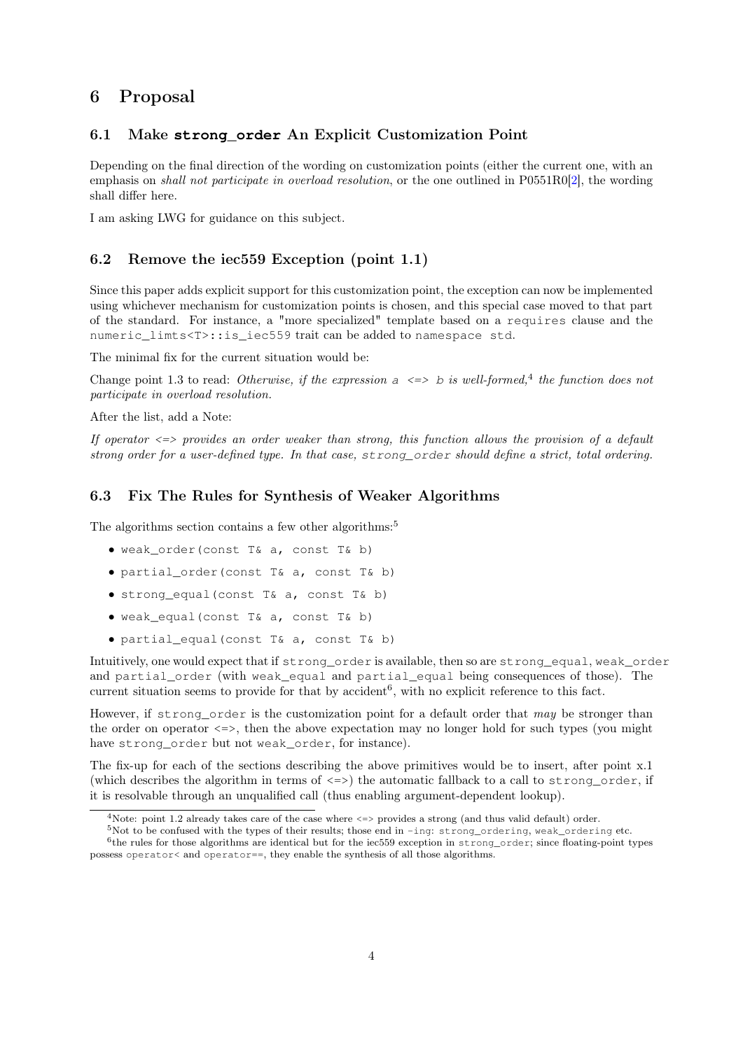# 6 Proposal

## 6.1 Make **strong_order** An Explicit Customization Point

Depending on the final direction of the wording on customization points (either the current one, with an emphasis on *shall not participate in overload resolution*, or the one outlined in P0551R0[2], the wording shall differ here.

I am asking LWG for guidance on this subject.

## 6.2 Remove the iec559 Exception (point 1.1)

Since this paper adds explicit support for this customization point, the exception can now be implemented using whichever mechanism for customization points is chosen, and this special case moved to that part of the standard. For instance, a "more specialized" template based on a `requires` clause and the `numeric_limts<T>::is_iec559` trait can be added to `namespace std`.

The minimal fix for the current situation would be:

Change point 1.3 to read: *Otherwise, if the expression* `a <=> b` *is well-formed,*[4] *the function does not participate in overload resolution.*

After the list, add a Note:

*If operator* `<=>` *provides an order weaker than strong, this function allows the provision of a default strong order for a user-defined type. In that case,* `strong_order` *should define a strict, total ordering.*

## 6.3 Fix The Rules for Synthesis of Weaker Algorithms

The algorithms section contains a few other algorithms:[5]

- `weak_order(const T& a, const T& b)`
- `partial_order(const T& a, const T& b)`
- `strong_equal(const T& a, const T& b)`
- `weak_equal(const T& a, const T& b)`
- `partial_equal(const T& a, const T& b)`

Intuitively, one would expect that if `strong_order` is available, then so are `strong_equal`, `weak_order` and `partial_order` (with `weak_equal` and `partial_equal` being consequences of those). The current situation seems to provide for that by accident[6], with no explicit reference to this fact.

However, if `strong_order` is the customization point for a default order that *may* be stronger than the order on operator `<=>`, then the above expectation may no longer hold for such types (you might have `strong_order` but not `weak_order`, for instance).

The fix-up for each of the sections describing the above primitives would be to insert, after point x.1 (which describes the algorithm in terms of `<=>`) the automatic fallback to a call to `strong_order`, if it is resolvable through an unqualified call (thus enabling argument-dependent lookup).

---

[4] Note: point 1.2 already takes care of the case where `<=>` provides a strong (and thus valid default) order.

[5] Not to be confused with the types of their results; those end in `-ing`: `strong_ordering`, `weak_ordering` etc.

[6] the rules for those algorithms are identical but for the iec559 exception in `strong_order`; since floating-point types possess `operator<` and `operator==`, they enable the synthesis of all those algorithms.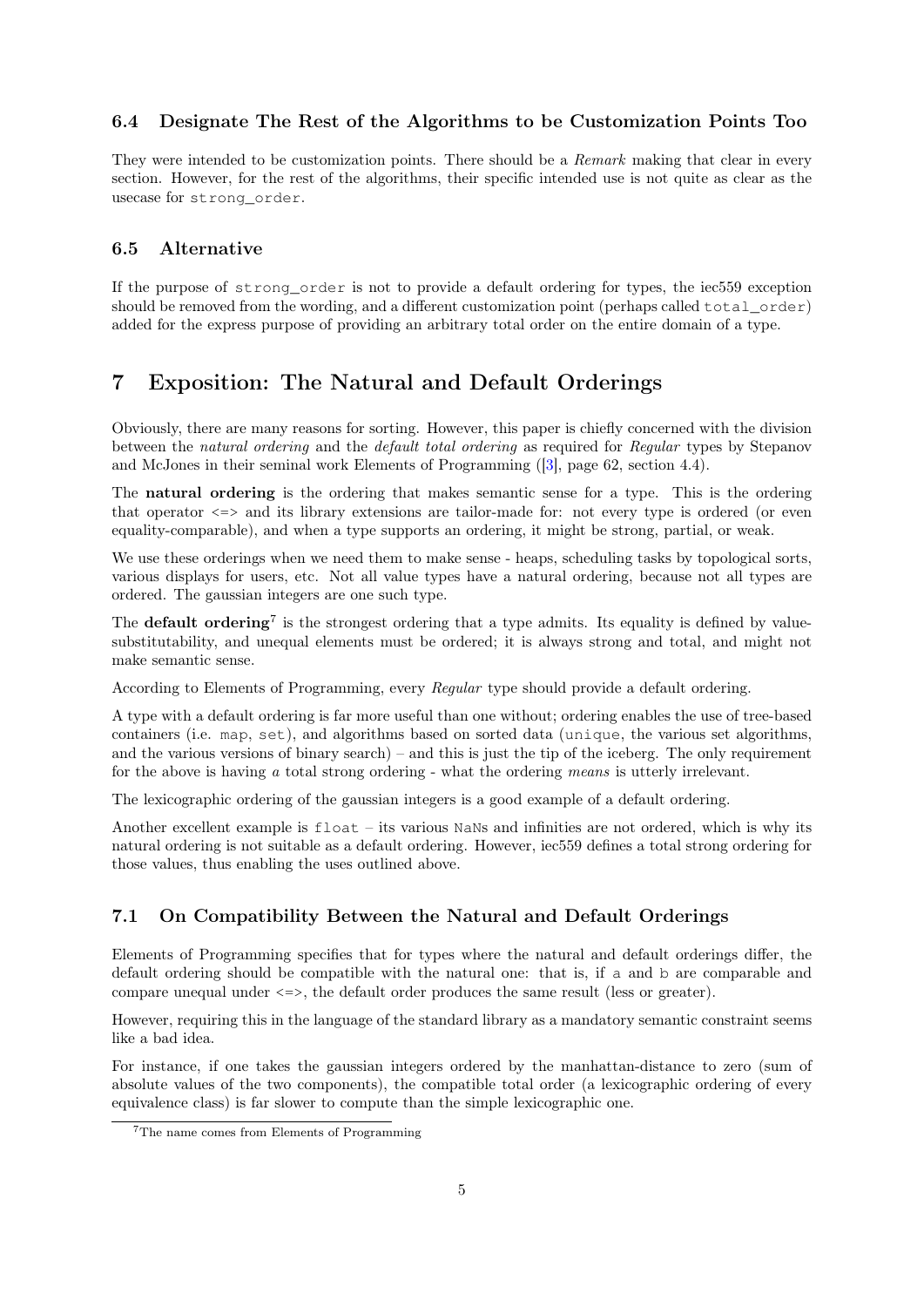### 6.4 Designate The Rest of the Algorithms to be Customization Points Too

They were intended to be customization points. There should be a *Remark* making that clear in every section. However, for the rest of the algorithms, their specific intended use is not quite as clear as the usecase for `strong_order`.

### 6.5 Alternative

If the purpose of `strong_order` is not to provide a default ordering for types, the iec559 exception should be removed from the wording, and a different customization point (perhaps called `total_order`) added for the express purpose of providing an arbitrary total order on the entire domain of a type.

## 7 Exposition: The Natural and Default Orderings

Obviously, there are many reasons for sorting. However, this paper is chiefly concerned with the division between the *natural ordering* and the *default total ordering* as required for *Regular* types by Stepanov and McJones in their seminal work Elements of Programming ([3], page 62, section 4.4).

The **natural ordering** is the ordering that makes semantic sense for a type. This is the ordering that operator `<=>` and its library extensions are tailor-made for: not every type is ordered (or even equality-comparable), and when a type supports an ordering, it might be strong, partial, or weak.

We use these orderings when we need them to make sense - heaps, scheduling tasks by topological sorts, various displays for users, etc. Not all value types have a natural ordering, because not all types are ordered. The gaussian integers are one such type.

The **default ordering**[7] is the strongest ordering that a type admits. Its equality is defined by value-substitutability, and unequal elements must be ordered; it is always strong and total, and might not make semantic sense.

According to Elements of Programming, every *Regular* type should provide a default ordering.

A type with a default ordering is far more useful than one without; ordering enables the use of tree-based containers (i.e. `map`, `set`), and algorithms based on sorted data (`unique`, the various set algorithms, and the various versions of binary search) – and this is just the tip of the iceberg. The only requirement for the above is having *a* total strong ordering - what the ordering *means* is utterly irrelevant.

The lexicographic ordering of the gaussian integers is a good example of a default ordering.

Another excellent example is `float` – its various `NaN`s and infinities are not ordered, which is why its natural ordering is not suitable as a default ordering. However, iec559 defines a total strong ordering for those values, thus enabling the uses outlined above.

### 7.1 On Compatibility Between the Natural and Default Orderings

Elements of Programming specifies that for types where the natural and default orderings differ, the default ordering should be compatible with the natural one: that is, if `a` and `b` are comparable and compare unequal under `<=>`, the default order produces the same result (less or greater).

However, requiring this in the language of the standard library as a mandatory semantic constraint seems like a bad idea.

For instance, if one takes the gaussian integers ordered by the manhattan-distance to zero (sum of absolute values of the two components), the compatible total order (a lexicographic ordering of every equivalence class) is far slower to compute than the simple lexicographic one.

[7] The name comes from Elements of Programming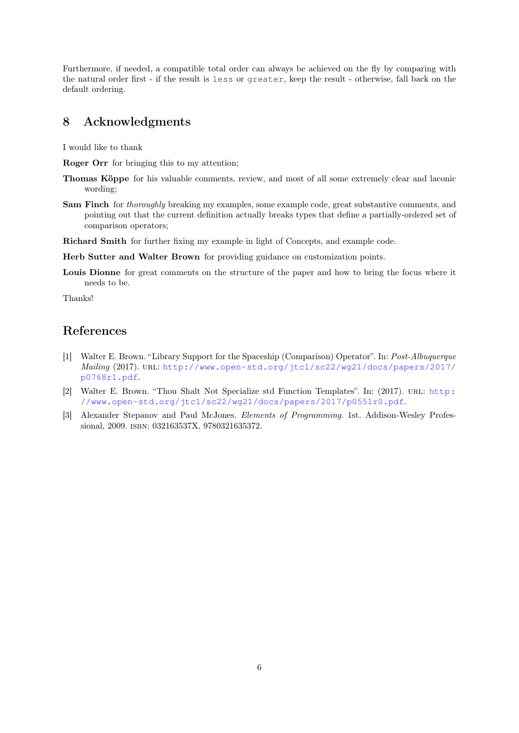Furthermore, if needed, a compatible total order can always be achieved on the fly by comparing with the natural order first - if the result is `less` or `greater`, keep the result - otherwise, fall back on the default ordering.

## 8 Acknowledgments

I would like to thank

**Roger Orr** for bringing this to my attention;

**Thomas Köppe** for his valuable comments, review, and most of all some extremely clear and laconic wording;

**Sam Finch** for *thoroughly* breaking my examples, some example code, great substantive comments, and pointing out that the current definition actually breaks types that define a partially-ordered set of comparison operators;

**Richard Smith** for further fixing my example in light of Concepts, and example code.

**Herb Sutter and Walter Brown** for providing guidance on customization points.

**Louis Dionne** for great comments on the structure of the paper and how to bring the focus where it needs to be.

Thanks!

## References

[1] Walter E. Brown. "Library Support for the Spaceship (Comparison) Operator". In: *Post-Albuquerque Mailing* (2017). URL: http://www.open-std.org/jtc1/sc22/wg21/docs/papers/2017/p0768r1.pdf.

[2] Walter E. Brown. "Thou Shalt Not Specialize std Function Templates". In: (2017). URL: http://www.open-std.org/jtc1/sc22/wg21/docs/papers/2017/p0551r0.pdf.

[3] Alexander Stepanov and Paul McJones. *Elements of Programming*. 1st. Addison-Wesley Professional, 2009. ISBN: 032163537X, 9780321635372.